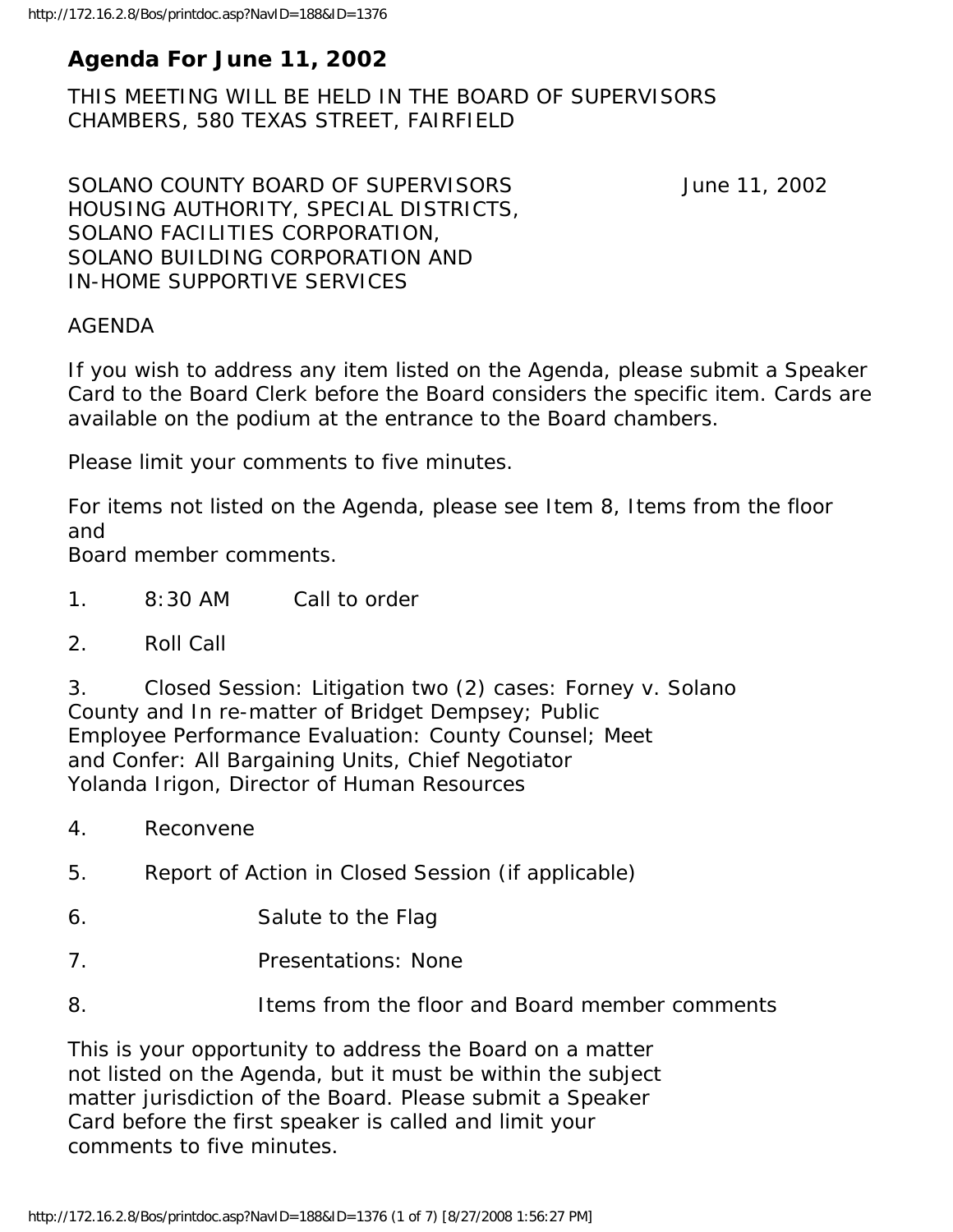# Agenda For June 11, 2002

THIS MEETING WILL BE HELD IN THE BOARD OF SUPERVISORS CHAMBERS, 580 TEXAS STREET, FAIRFIELD

SOLANO COUNTY BOARD OF SUPERVISORS June 11, 2002
HOUSING AUTHORITY, SPECIAL DISTRICTS,
SOLANO FACILITIES CORPORATION,
SOLANO BUILDING CORPORATION AND
IN-HOME SUPPORTIVE SERVICES

AGENDA

If you wish to address any item listed on the Agenda, please submit a Speaker Card to the Board Clerk before the Board considers the specific item. Cards are available on the podium at the entrance to the Board chambers.

Please limit your comments to five minutes.

For items not listed on the Agenda, please see Item 8, Items from the floor and
Board member comments.

1. 8:30 AM Call to order

2. Roll Call

3. Closed Session: Litigation two (2) cases: Forney v. Solano County and In re-matter of Bridget Dempsey; Public Employee Performance Evaluation: County Counsel; Meet and Confer: All Bargaining Units, Chief Negotiator Yolanda Irigon, Director of Human Resources

4. Reconvene

5. Report of Action in Closed Session (if applicable)

6. Salute to the Flag

7. Presentations: None

8. Items from the floor and Board member comments

This is your opportunity to address the Board on a matter not listed on the Agenda, but it must be within the subject matter jurisdiction of the Board. Please submit a Speaker Card before the first speaker is called and limit your comments to five minutes.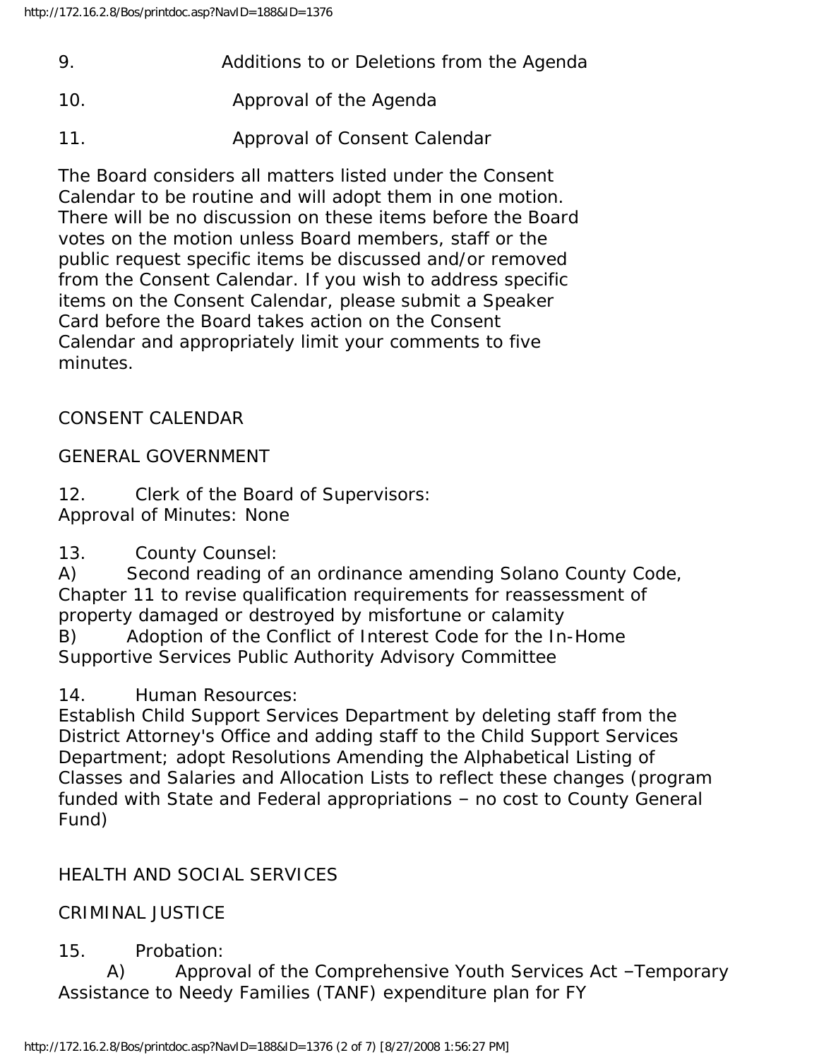9. Additions to or Deletions from the Agenda

10. Approval of the Agenda

11. Approval of Consent Calendar

The Board considers all matters listed under the Consent Calendar to be routine and will adopt them in one motion. There will be no discussion on these items before the Board votes on the motion unless Board members, staff or the public request specific items be discussed and/or removed from the Consent Calendar. If you wish to address specific items on the Consent Calendar, please submit a Speaker Card before the Board takes action on the Consent Calendar and appropriately limit your comments to five minutes.

CONSENT CALENDAR

GENERAL GOVERNMENT

12. Clerk of the Board of Supervisors:
Approval of Minutes: None

13. County Counsel:
A) Second reading of an ordinance amending Solano County Code, Chapter 11 to revise qualification requirements for reassessment of property damaged or destroyed by misfortune or calamity
B) Adoption of the Conflict of Interest Code for the In-Home Supportive Services Public Authority Advisory Committee

14. Human Resources:
Establish Child Support Services Department by deleting staff from the District Attorney's Office and adding staff to the Child Support Services Department; adopt Resolutions Amending the Alphabetical Listing of Classes and Salaries and Allocation Lists to reflect these changes (program funded with State and Federal appropriations – no cost to County General Fund)

HEALTH AND SOCIAL SERVICES

CRIMINAL JUSTICE

15. Probation:
A) Approval of the Comprehensive Youth Services Act –Temporary Assistance to Needy Families (TANF) expenditure plan for FY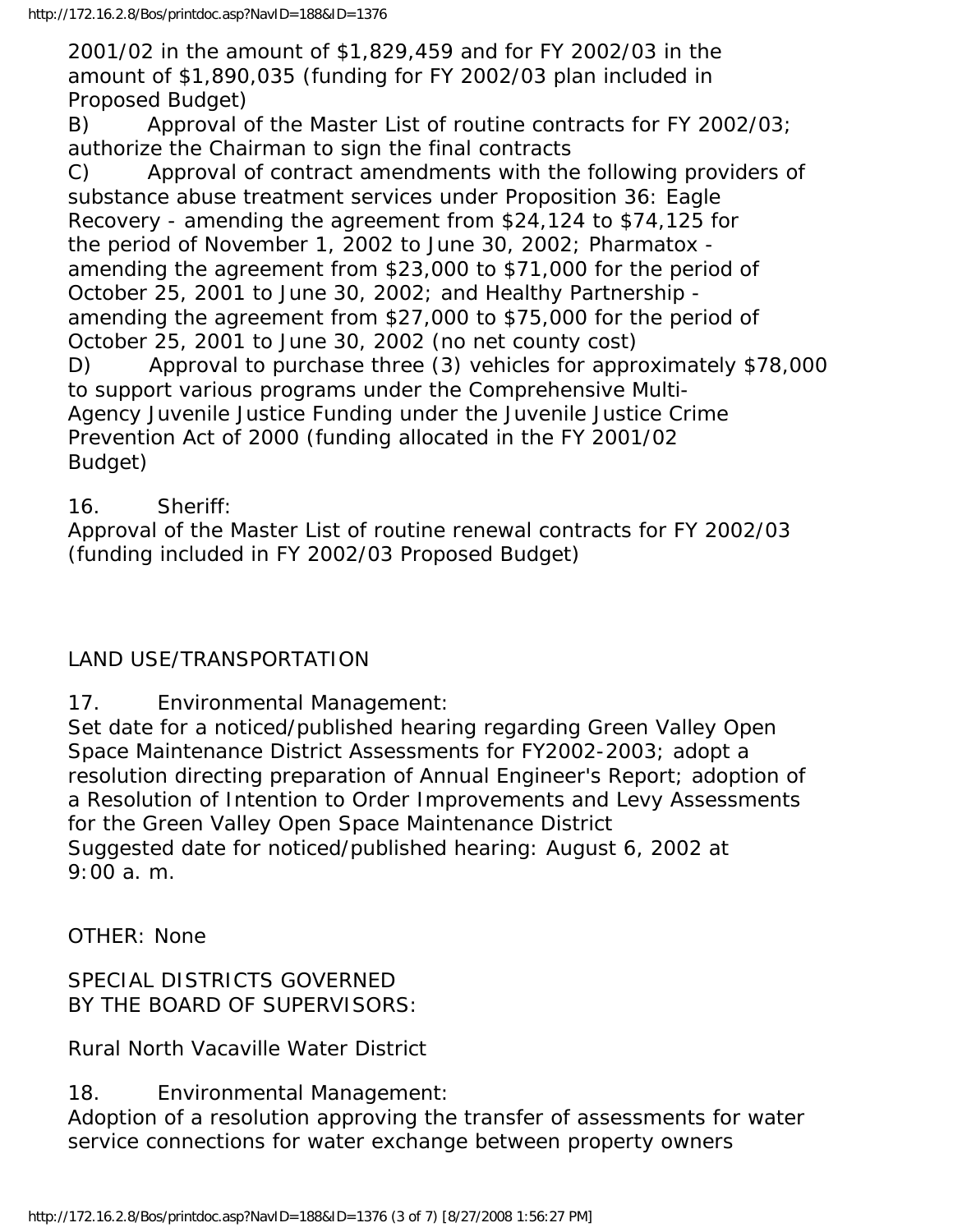2001/02 in the amount of $1,829,459 and for FY 2002/03 in the amount of $1,890,035 (funding for FY 2002/03 plan included in Proposed Budget)

B) Approval of the Master List of routine contracts for FY 2002/03; authorize the Chairman to sign the final contracts

C) Approval of contract amendments with the following providers of substance abuse treatment services under Proposition 36: Eagle Recovery - amending the agreement from $24,124 to $74,125 for the period of November 1, 2002 to June 30, 2002; Pharmatox - amending the agreement from $23,000 to $71,000 for the period of October 25, 2001 to June 30, 2002; and Healthy Partnership - amending the agreement from $27,000 to $75,000 for the period of October 25, 2001 to June 30, 2002 (no net county cost)

D) Approval to purchase three (3) vehicles for approximately $78,000 to support various programs under the Comprehensive Multi-Agency Juvenile Justice Funding under the Juvenile Justice Crime Prevention Act of 2000 (funding allocated in the FY 2001/02 Budget)

16. Sheriff:
Approval of the Master List of routine renewal contracts for FY 2002/03 (funding included in FY 2002/03 Proposed Budget)

LAND USE/TRANSPORTATION

17. Environmental Management:
Set date for a noticed/published hearing regarding Green Valley Open Space Maintenance District Assessments for FY2002-2003; adopt a resolution directing preparation of Annual Engineer's Report; adoption of a Resolution of Intention to Order Improvements and Levy Assessments for the Green Valley Open Space Maintenance District
Suggested date for noticed/published hearing: August 6, 2002 at 9:00 a. m.

OTHER: None

SPECIAL DISTRICTS GOVERNED BY THE BOARD OF SUPERVISORS:

Rural North Vacaville Water District

18. Environmental Management:
Adoption of a resolution approving the transfer of assessments for water service connections for water exchange between property owners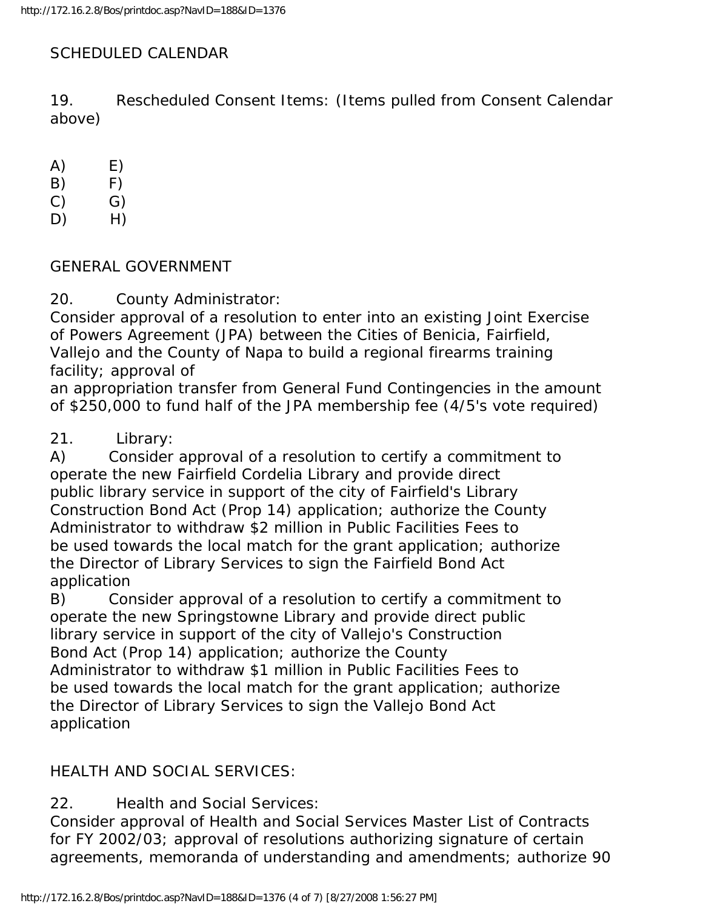SCHEDULED CALENDAR

19. Rescheduled Consent Items: (Items pulled from Consent Calendar above)

A) E)
B) F)
C) G)
D) H)

GENERAL GOVERNMENT

20. County Administrator:
Consider approval of a resolution to enter into an existing Joint Exercise of Powers Agreement (JPA) between the Cities of Benicia, Fairfield, Vallejo and the County of Napa to build a regional firearms training facility; approval of
an appropriation transfer from General Fund Contingencies in the amount of $250,000 to fund half of the JPA membership fee (4/5's vote required)

21. Library:
A) Consider approval of a resolution to certify a commitment to operate the new Fairfield Cordelia Library and provide direct public library service in support of the city of Fairfield's Library Construction Bond Act (Prop 14) application; authorize the County Administrator to withdraw $2 million in Public Facilities Fees to be used towards the local match for the grant application; authorize the Director of Library Services to sign the Fairfield Bond Act application
B) Consider approval of a resolution to certify a commitment to operate the new Springstowne Library and provide direct public library service in support of the city of Vallejo's Construction Bond Act (Prop 14) application; authorize the County Administrator to withdraw $1 million in Public Facilities Fees to be used towards the local match for the grant application; authorize the Director of Library Services to sign the Vallejo Bond Act application

HEALTH AND SOCIAL SERVICES:

22. Health and Social Services:
Consider approval of Health and Social Services Master List of Contracts for FY 2002/03; approval of resolutions authorizing signature of certain agreements, memoranda of understanding and amendments; authorize 90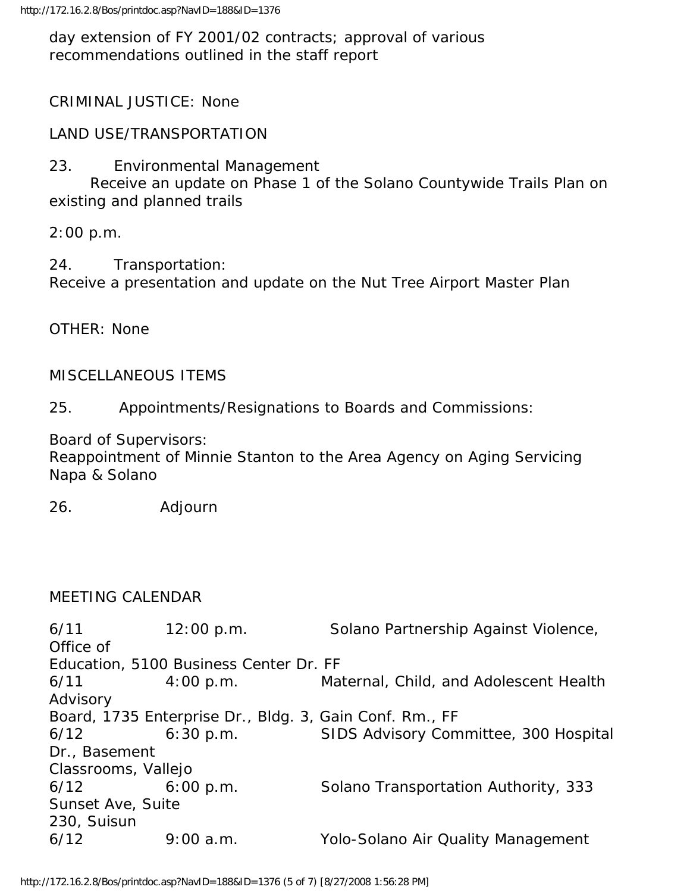day extension of FY 2001/02 contracts; approval of various recommendations outlined in the staff report

CRIMINAL JUSTICE: None

LAND USE/TRANSPORTATION

23. Environmental Management
Receive an update on Phase 1 of the Solano Countywide Trails Plan on existing and planned trails

2:00 p.m.

24. Transportation:
Receive a presentation and update on the Nut Tree Airport Master Plan

OTHER: None

MISCELLANEOUS ITEMS

25. Appointments/Resignations to Boards and Commissions:

Board of Supervisors:
Reappointment of Minnie Stanton to the Area Agency on Aging Servicing Napa & Solano

26. Adjourn

MEETING CALENDAR

6/11 12:00 p.m. Solano Partnership Against Violence, Office of Education, 5100 Business Center Dr. FF
6/11 4:00 p.m. Maternal, Child, and Adolescent Health Advisory Board, 1735 Enterprise Dr., Bldg. 3, Gain Conf. Rm., FF
6/12 6:30 p.m. SIDS Advisory Committee, 300 Hospital Dr., Basement Classrooms, Vallejo
6/12 6:00 p.m. Solano Transportation Authority, 333 Sunset Ave, Suite 230, Suisun
6/12 9:00 a.m. Yolo-Solano Air Quality Management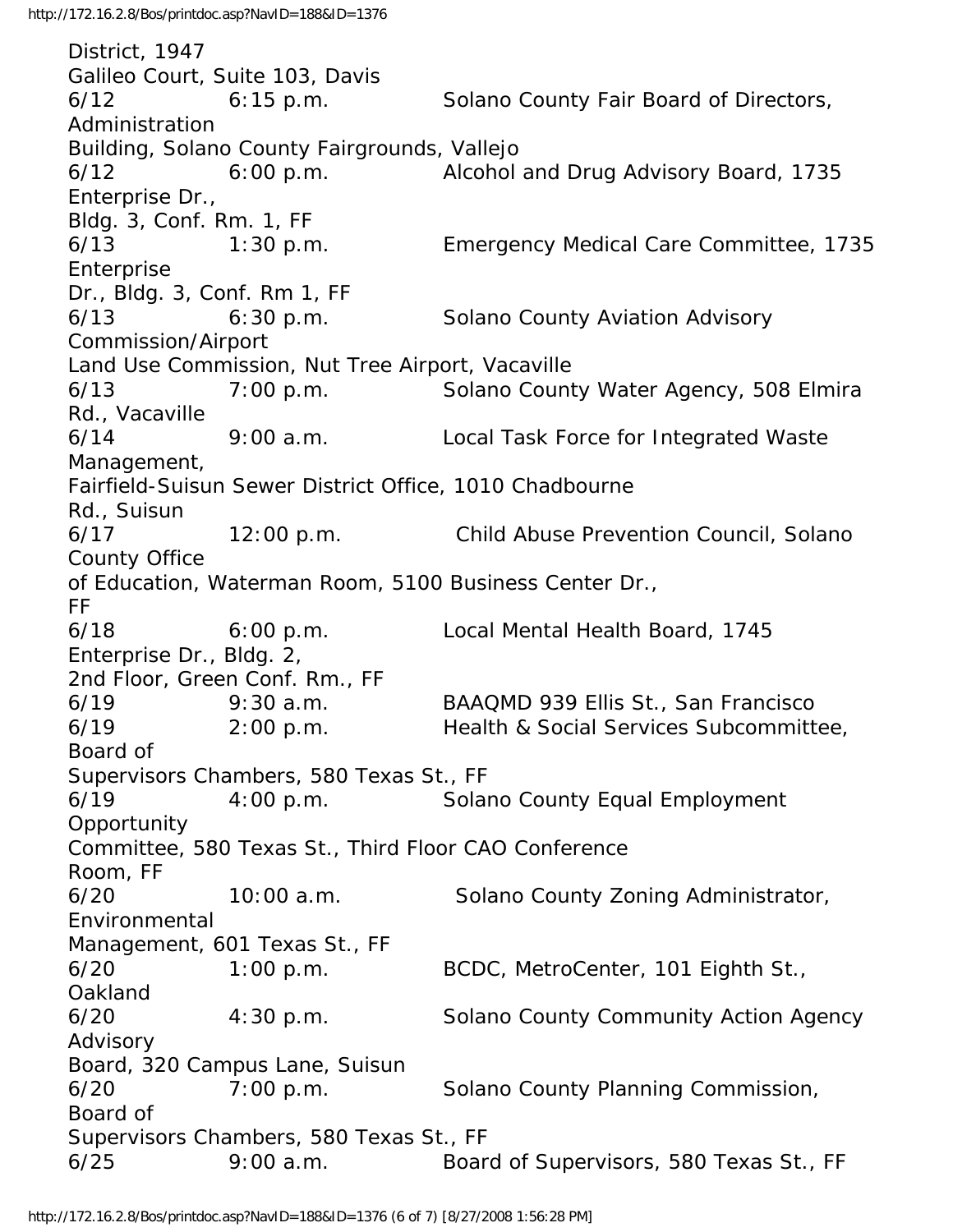District, 1947 Galileo Court, Suite 103, Davis

| | | |
|---|---|---|
| 6/12 | 6:15 p.m. | Solano County Fair Board of Directors, Administration Building, Solano County Fairgrounds, Vallejo |
| 6/12 | 6:00 p.m. | Alcohol and Drug Advisory Board, 1735 Enterprise Dr., Bldg. 3, Conf. Rm. 1, FF |
| 6/13 | 1:30 p.m. | Emergency Medical Care Committee, 1735 Enterprise Dr., Bldg. 3, Conf. Rm 1, FF |
| 6/13 | 6:30 p.m. | Solano County Aviation Advisory Commission/Airport Land Use Commission, Nut Tree Airport, Vacaville |
| 6/13 | 7:00 p.m. | Solano County Water Agency, 508 Elmira Rd., Vacaville |
| 6/14 | 9:00 a.m. | Local Task Force for Integrated Waste Management, Fairfield-Suisun Sewer District Office, 1010 Chadbourne Rd., Suisun |
| 6/17 | 12:00 p.m. | Child Abuse Prevention Council, Solano County Office of Education, Waterman Room, 5100 Business Center Dr., FF |
| 6/18 | 6:00 p.m. | Local Mental Health Board, 1745 Enterprise Dr., Bldg. 2, 2nd Floor, Green Conf. Rm., FF |
| 6/19 | 9:30 a.m. | BAAQMD 939 Ellis St., San Francisco |
| 6/19 | 2:00 p.m. | Health & Social Services Subcommittee, Board of Supervisors Chambers, 580 Texas St., FF |
| 6/19 | 4:00 p.m. | Solano County Equal Employment Opportunity Committee, 580 Texas St., Third Floor CAO Conference Room, FF |
| 6/20 | 10:00 a.m. | Solano County Zoning Administrator, Environmental Management, 601 Texas St., FF |
| 6/20 | 1:00 p.m. | BCDC, MetroCenter, 101 Eighth St., Oakland |
| 6/20 | 4:30 p.m. | Solano County Community Action Agency Advisory Board, 320 Campus Lane, Suisun |
| 6/20 | 7:00 p.m. | Solano County Planning Commission, Board of Supervisors Chambers, 580 Texas St., FF |
| 6/25 | 9:00 a.m. | Board of Supervisors, 580 Texas St., FF |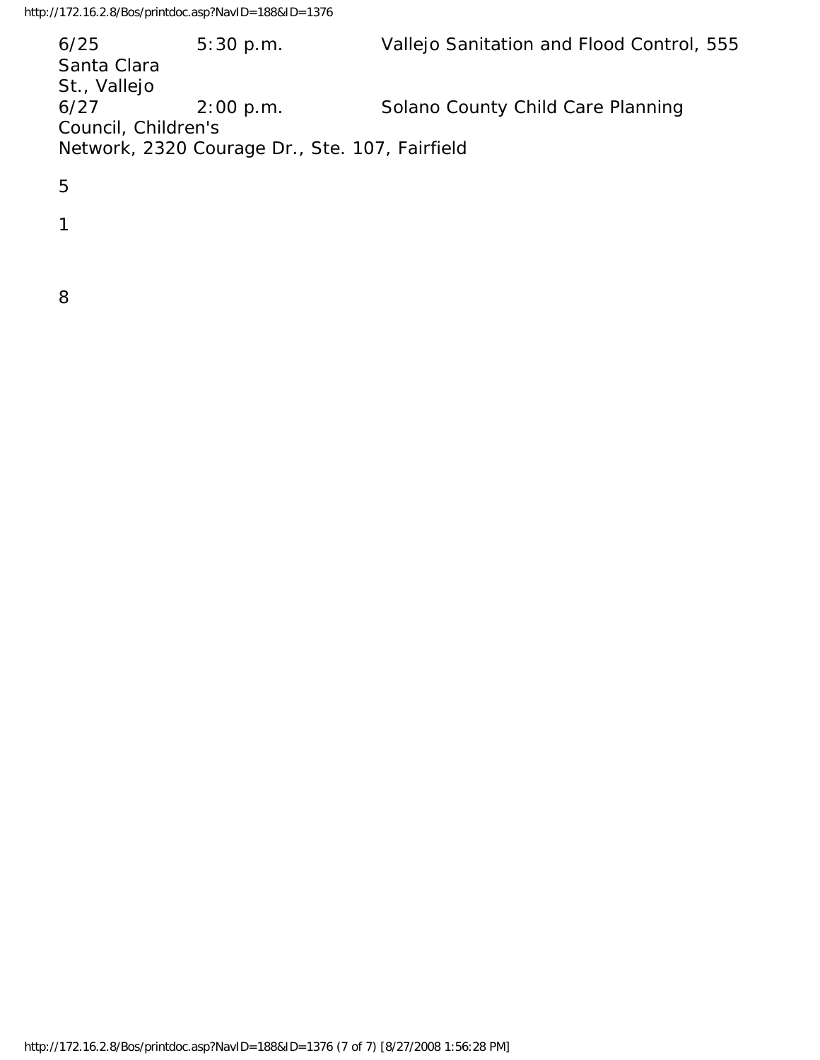6/25 5:30 p.m. Vallejo Sanitation and Flood Control, 555 Santa Clara St., Vallejo

6/27 2:00 p.m. Solano County Child Care Planning Council, Children's Network, 2320 Courage Dr., Ste. 107, Fairfield

5

1

8